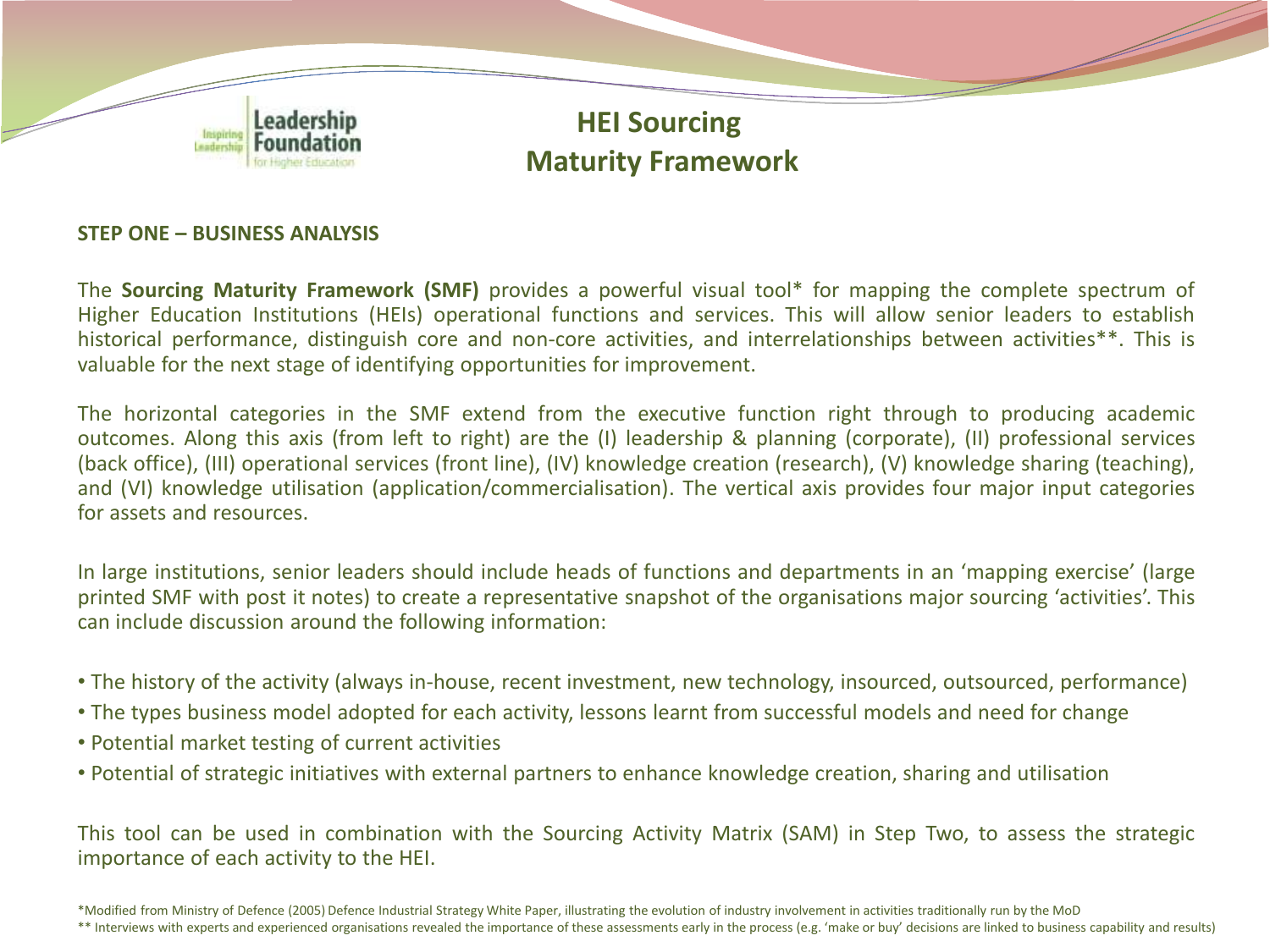# HEI Sourcing Maturity Framework

## STEP ONE – BUSINESS ANALYSIS

The **Sourcing Maturity Framework (SMF)** provides a powerful visual tool* for mapping the complete spectrum of Higher Education Institutions (HEIs) operational functions and services. This will allow senior leaders to establish historical performance, distinguish core and non-core activities, and interrelationships between activities**. This is valuable for the next stage of identifying opportunities for improvement.

The horizontal categories in the SMF extend from the executive function right through to producing academic outcomes. Along this axis (from left to right) are the (I) leadership & planning (corporate), (II) professional services (back office), (III) operational services (front line), (IV) knowledge creation (research), (V) knowledge sharing (teaching), and (VI) knowledge utilisation (application/commercialisation). The vertical axis provides four major input categories for assets and resources.

In large institutions, senior leaders should include heads of functions and departments in an 'mapping exercise' (large printed SMF with post it notes) to create a representative snapshot of the organisations major sourcing 'activities'. This can include discussion around the following information:

- The history of the activity (always in-house, recent investment, new technology, insourced, outsourced, performance)
- The types business model adopted for each activity, lessons learnt from successful models and need for change
- Potential market testing of current activities
- Potential of strategic initiatives with external partners to enhance knowledge creation, sharing and utilisation

This tool can be used in combination with the Sourcing Activity Matrix (SAM) in Step Two, to assess the strategic importance of each activity to the HEI.

*Modified from Ministry of Defence (2005) Defence Industrial Strategy White Paper, illustrating the evolution of industry involvement in activities traditionally run by the MoD

** Interviews with experts and experienced organisations revealed the importance of these assessments early in the process (e.g. 'make or buy' decisions are linked to business capability and results)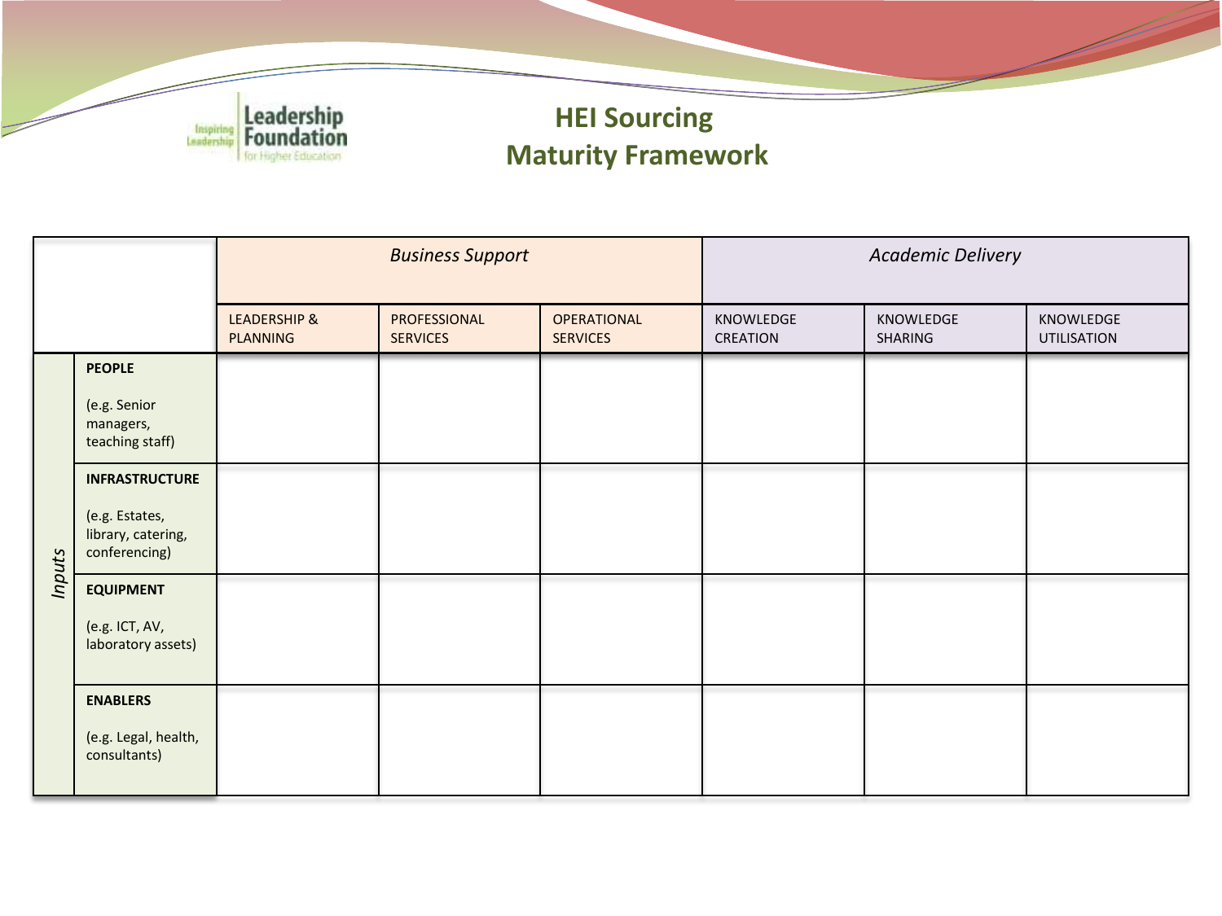# HEI Sourcing Maturity Framework

| | | *Business Support* | | | *Academic Delivery* | | |
|---|---|---|---|---|---|---|---|
| | | LEADERSHIP & PLANNING | PROFESSIONAL SERVICES | OPERATIONAL SERVICES | KNOWLEDGE CREATION | KNOWLEDGE SHARING | KNOWLEDGE UTILISATION |
| *Inputs* | **PEOPLE** (e.g. Senior managers, teaching staff) | | | | | | |
| | **INFRASTRUCTURE** (e.g. Estates, library, catering, conferencing) | | | | | | |
| | **EQUIPMENT** (e.g. ICT, AV, laboratory assets) | | | | | | |
| | **ENABLERS** (e.g. Legal, health, consultants) | | | | | | |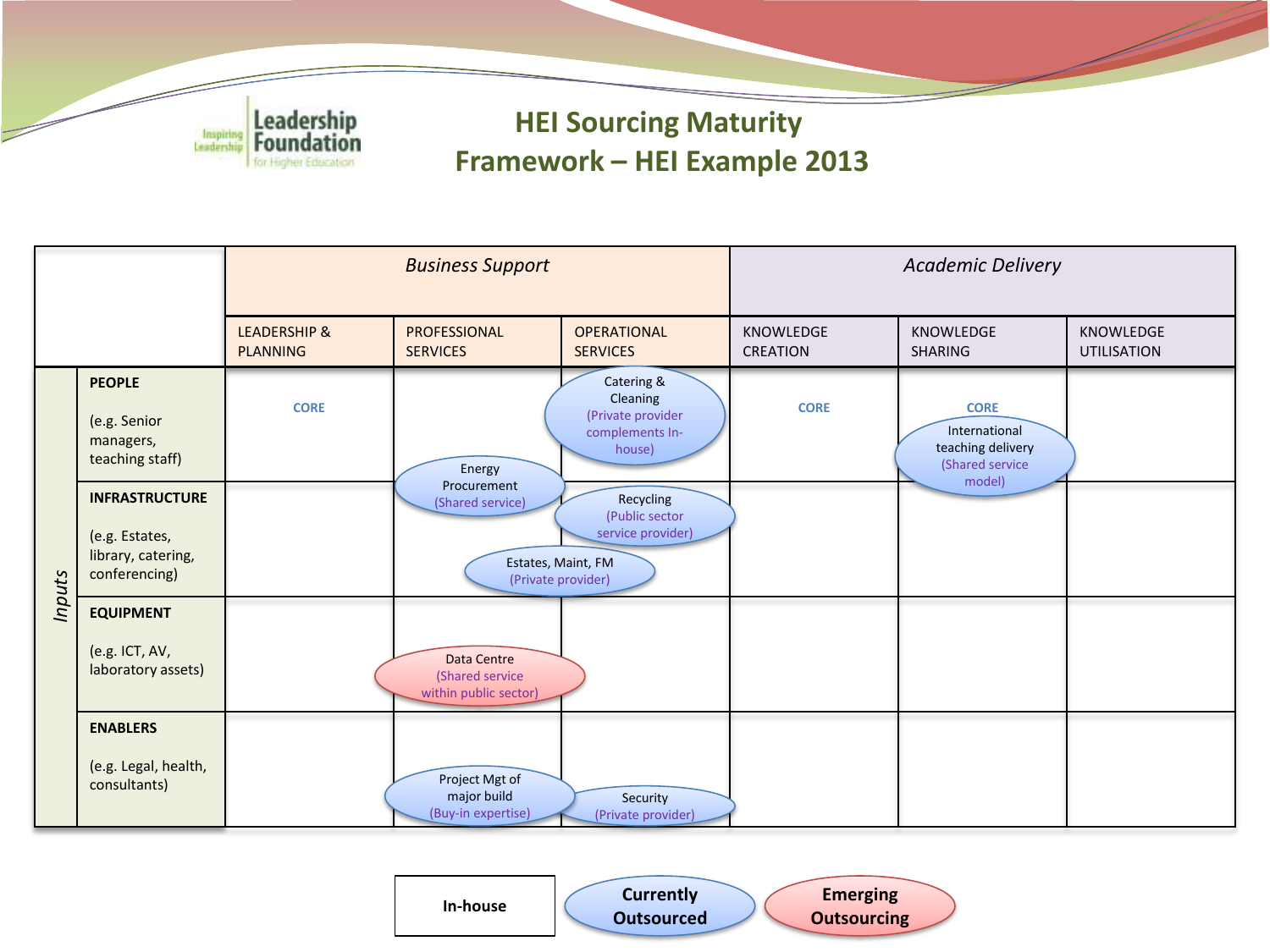# HEI Sourcing Maturity Framework – HEI Example 2013

| | | *Business Support* | | | *Academic Delivery* | | |
|---|---|---|---|---|---|---|---|
| | | LEADERSHIP & PLANNING | PROFESSIONAL SERVICES | OPERATIONAL SERVICES | KNOWLEDGE CREATION | KNOWLEDGE SHARING | KNOWLEDGE UTILISATION |
| *Inputs* | **PEOPLE** (e.g. Senior managers, teaching staff) | CORE | | Catering & Cleaning (Private provider complements In-house) | CORE | CORE; International teaching delivery (Shared service model) | |
| | **INFRASTRUCTURE** (e.g. Estates, library, catering, conferencing) | | Energy Procurement (Shared service); Estates, Maint, FM (Private provider) | Recycling (Public sector service provider); Estates, Maint, FM (Private provider) | | | |
| | **EQUIPMENT** (e.g. ICT, AV, laboratory assets) | | Data Centre (Shared service within public sector) | | | | |
| | **ENABLERS** (e.g. Legal, health, consultants) | | Project Mgt of major build (Buy-in expertise) | Security (Private provider) | | | |

Legend: **In-house** | **Currently Outsourced** | **Emerging Outsourcing**

Currently Outsourced: Catering & Cleaning; International teaching delivery; Energy Procurement; Recycling; Estates, Maint, FM; Project Mgt of major build; Security.

Emerging Outsourcing: Data Centre.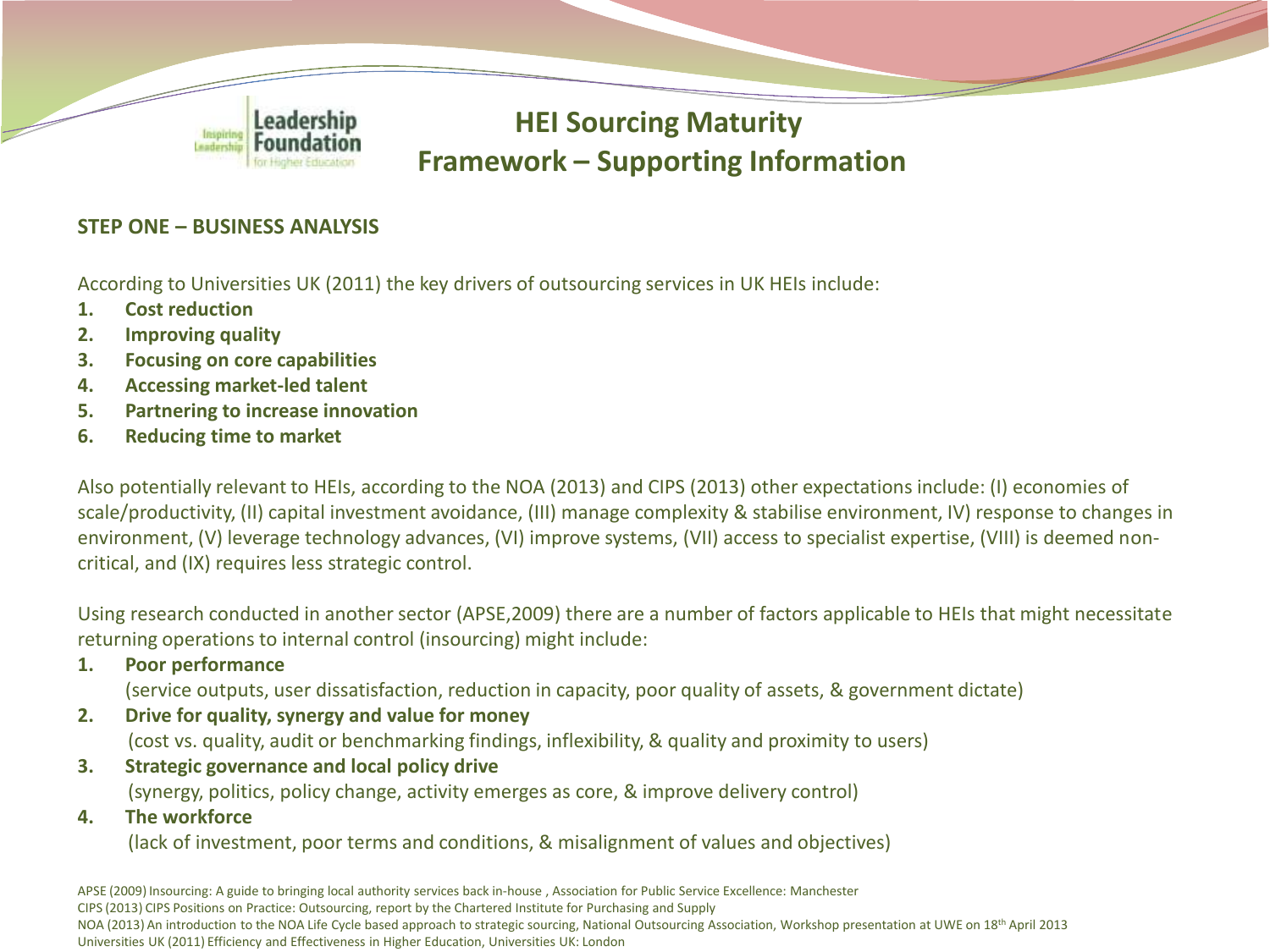# HEI Sourcing Maturity Framework – Supporting Information

## STEP ONE – BUSINESS ANALYSIS

According to Universities UK (2011) the key drivers of outsourcing services in UK HEIs include:

1. **Cost reduction**
2. **Improving quality**
3. **Focusing on core capabilities**
4. **Accessing market-led talent**
5. **Partnering to increase innovation**
6. **Reducing time to market**

Also potentially relevant to HEIs, according to the NOA (2013) and CIPS (2013) other expectations include: (I) economies of scale/productivity, (II) capital investment avoidance, (III) manage complexity & stabilise environment, IV) response to changes in environment, (V) leverage technology advances, (VI) improve systems, (VII) access to specialist expertise, (VIII) is deemed non-critical, and (IX) requires less strategic control.

Using research conducted in another sector (APSE,2009) there are a number of factors applicable to HEIs that might necessitate returning operations to internal control (insourcing) might include:

1. **Poor performance**
   (service outputs, user dissatisfaction, reduction in capacity, poor quality of assets, & government dictate)
2. **Drive for quality, synergy and value for money**
   (cost vs. quality, audit or benchmarking findings, inflexibility, & quality and proximity to users)
3. **Strategic governance and local policy drive**
   (synergy, politics, policy change, activity emerges as core, & improve delivery control)
4. **The workforce**
   (lack of investment, poor terms and conditions, & misalignment of values and objectives)

APSE (2009) Insourcing: A guide to bringing local authority services back in-house , Association for Public Service Excellence: Manchester
CIPS (2013) CIPS Positions on Practice: Outsourcing, report by the Chartered Institute for Purchasing and Supply
NOA (2013) An introduction to the NOA Life Cycle based approach to strategic sourcing, National Outsourcing Association, Workshop presentation at UWE on 18th April 2013
Universities UK (2011) Efficiency and Effectiveness in Higher Education, Universities UK: London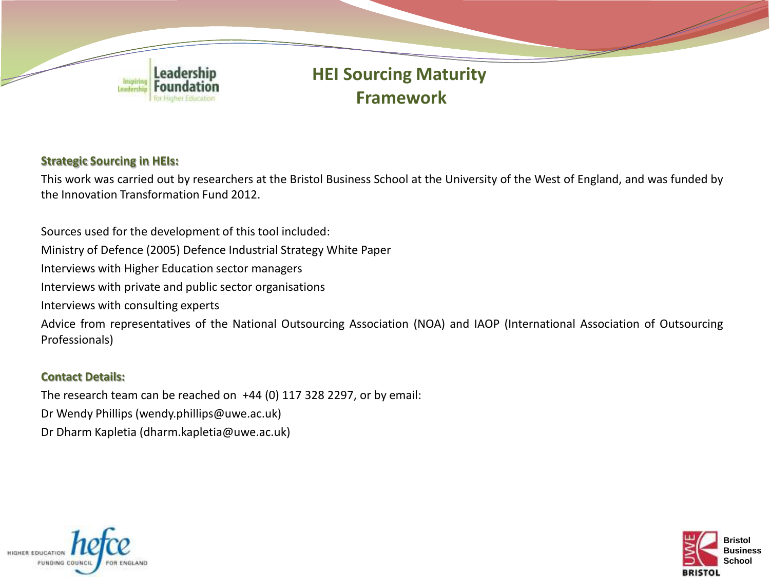# HEI Sourcing Maturity Framework

**Strategic Sourcing in HEIs:**

This work was carried out by researchers at the Bristol Business School at the University of the West of England, and was funded by the Innovation Transformation Fund 2012.

Sources used for the development of this tool included:

Ministry of Defence (2005) Defence Industrial Strategy White Paper

Interviews with Higher Education sector managers

Interviews with private and public sector organisations

Interviews with consulting experts

Advice from representatives of the National Outsourcing Association (NOA) and IAOP (International Association of Outsourcing Professionals)

**Contact Details:**

The research team can be reached on +44 (0) 117 328 2297, or by email:

Dr Wendy Phillips (wendy.phillips@uwe.ac.uk)

Dr Dharm Kapletia (dharm.kapletia@uwe.ac.uk)